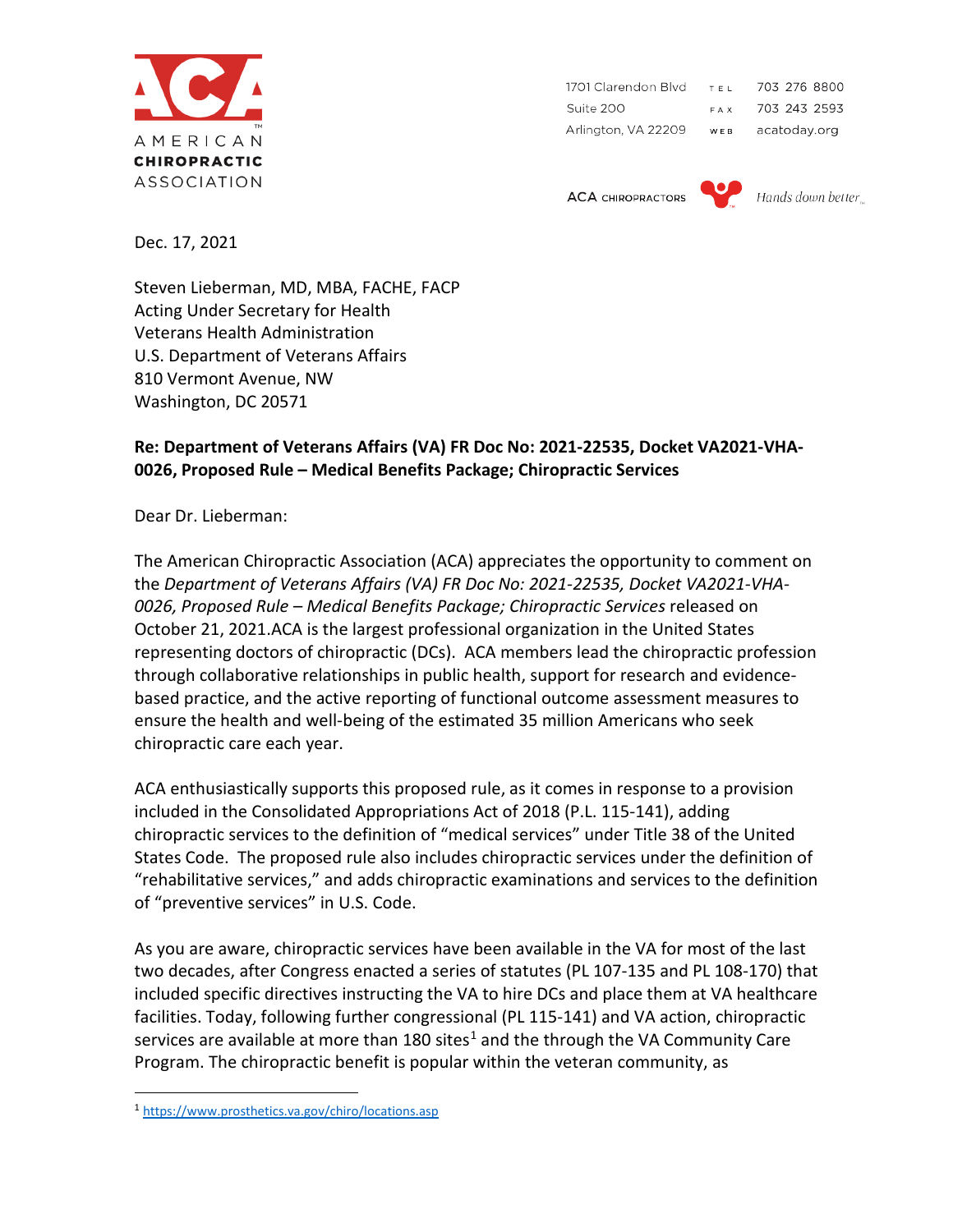AMERICAN
**CHIROPRACTIC**
ASSOCIATION

1701 Clarendon Blvd
Suite 200
Arlington, VA 22209

TEL 703 276 8800
FAX 703 243 2593
WEB acatoday.org

ACA CHIROPRACTORS *Hands down better*

Dec. 17, 2021

Steven Lieberman, MD, MBA, FACHE, FACP
Acting Under Secretary for Health
Veterans Health Administration
U.S. Department of Veterans Affairs
810 Vermont Avenue, NW
Washington, DC 20571

**Re: Department of Veterans Affairs (VA) FR Doc No: 2021-22535, Docket VA2021-VHA-0026, Proposed Rule – Medical Benefits Package; Chiropractic Services**

Dear Dr. Lieberman:

The American Chiropractic Association (ACA) appreciates the opportunity to comment on the *Department of Veterans Affairs (VA) FR Doc No: 2021-22535, Docket VA2021-VHA-0026, Proposed Rule – Medical Benefits Package; Chiropractic Services* released on October 21, 2021.ACA is the largest professional organization in the United States representing doctors of chiropractic (DCs). ACA members lead the chiropractic profession through collaborative relationships in public health, support for research and evidence-based practice, and the active reporting of functional outcome assessment measures to ensure the health and well-being of the estimated 35 million Americans who seek chiropractic care each year.

ACA enthusiastically supports this proposed rule, as it comes in response to a provision included in the Consolidated Appropriations Act of 2018 (P.L. 115-141), adding chiropractic services to the definition of "medical services" under Title 38 of the United States Code. The proposed rule also includes chiropractic services under the definition of "rehabilitative services," and adds chiropractic examinations and services to the definition of "preventive services" in U.S. Code.

As you are aware, chiropractic services have been available in the VA for most of the last two decades, after Congress enacted a series of statutes (PL 107-135 and PL 108-170) that included specific directives instructing the VA to hire DCs and place them at VA healthcare facilities. Today, following further congressional (PL 115-141) and VA action, chiropractic services are available at more than 180 sites[1] and the through the VA Community Care Program. The chiropractic benefit is popular within the veteran community, as

[1] https://www.prosthetics.va.gov/chiro/locations.asp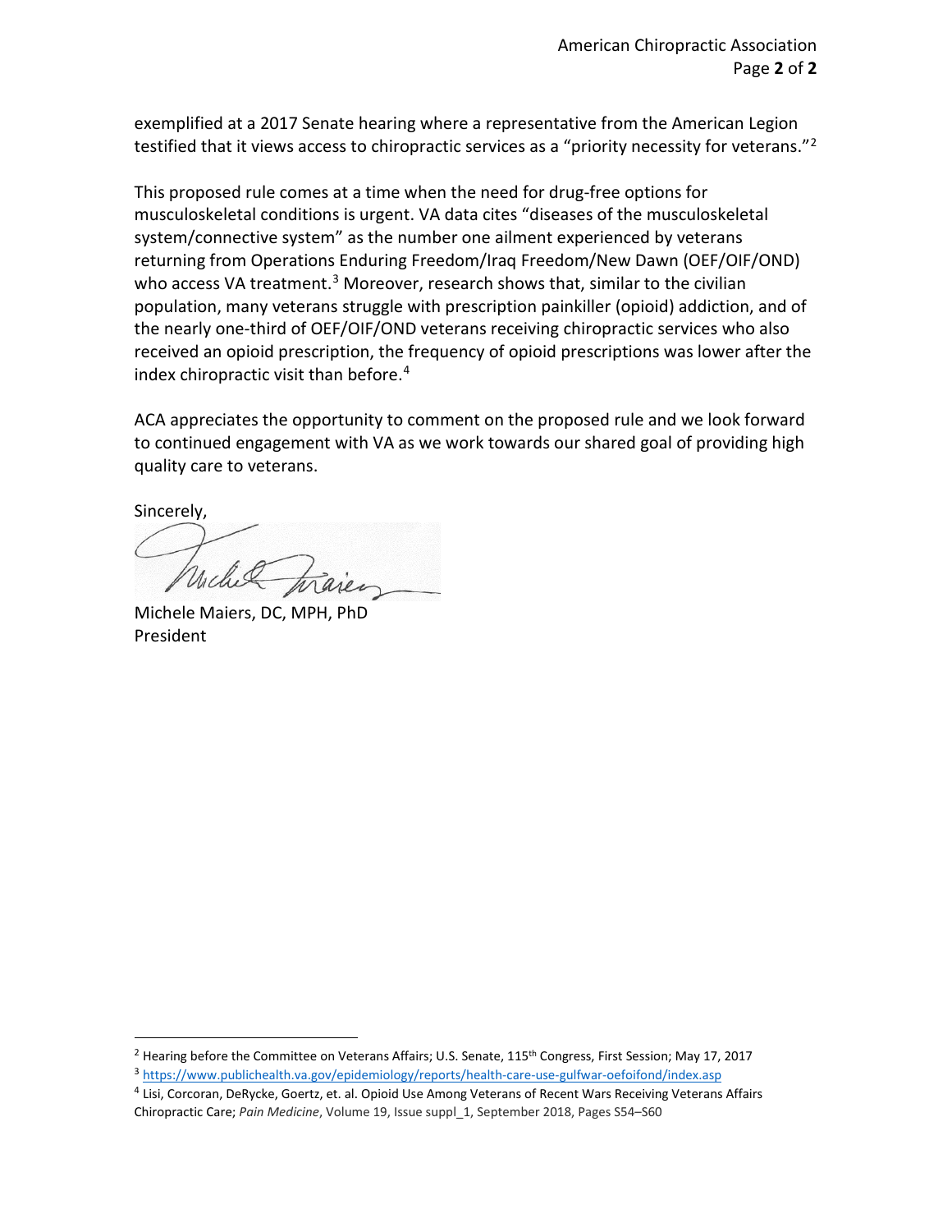exemplified at a 2017 Senate hearing where a representative from the American Legion testified that it views access to chiropractic services as a "priority necessity for veterans."[2]

This proposed rule comes at a time when the need for drug-free options for musculoskeletal conditions is urgent. VA data cites "diseases of the musculoskeletal system/connective system" as the number one ailment experienced by veterans returning from Operations Enduring Freedom/Iraq Freedom/New Dawn (OEF/OIF/OND) who access VA treatment.[3] Moreover, research shows that, similar to the civilian population, many veterans struggle with prescription painkiller (opioid) addiction, and of the nearly one-third of OEF/OIF/OND veterans receiving chiropractic services who also received an opioid prescription, the frequency of opioid prescriptions was lower after the index chiropractic visit than before.[4]

ACA appreciates the opportunity to comment on the proposed rule and we look forward to continued engagement with VA as we work towards our shared goal of providing high quality care to veterans.

Sincerely,

Michele Maiers, DC, MPH, PhD
President

---

[2] Hearing before the Committee on Veterans Affairs; U.S. Senate, 115th Congress, First Session; May 17, 2017

[3] https://www.publichealth.va.gov/epidemiology/reports/health-care-use-gulfwar-oefoifond/index.asp

[4] Lisi, Corcoran, DeRycke, Goertz, et. al. Opioid Use Among Veterans of Recent Wars Receiving Veterans Affairs Chiropractic Care; *Pain Medicine*, Volume 19, Issue suppl_1, September 2018, Pages S54–S60